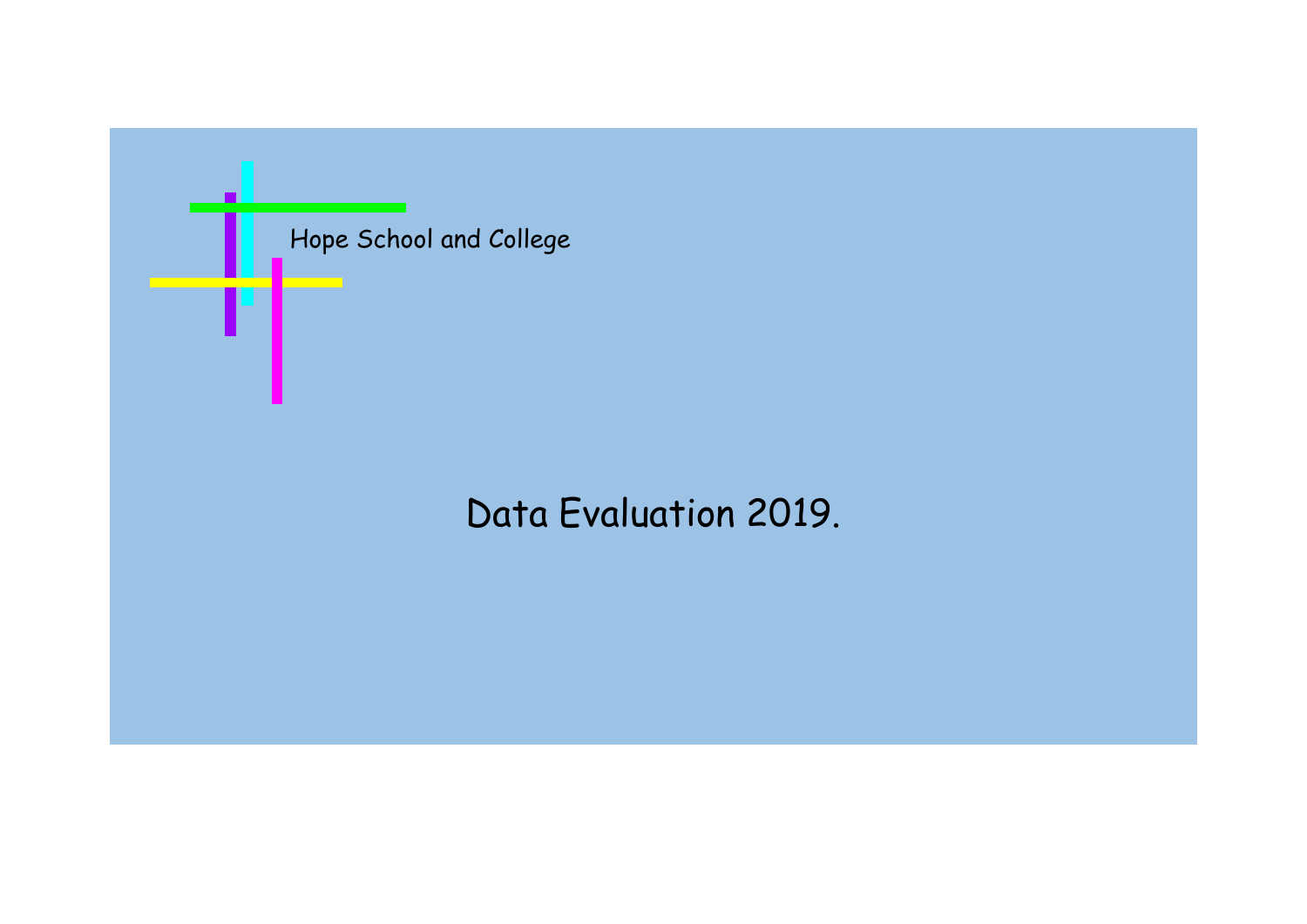Hope School and College

# Data Evaluation 2019.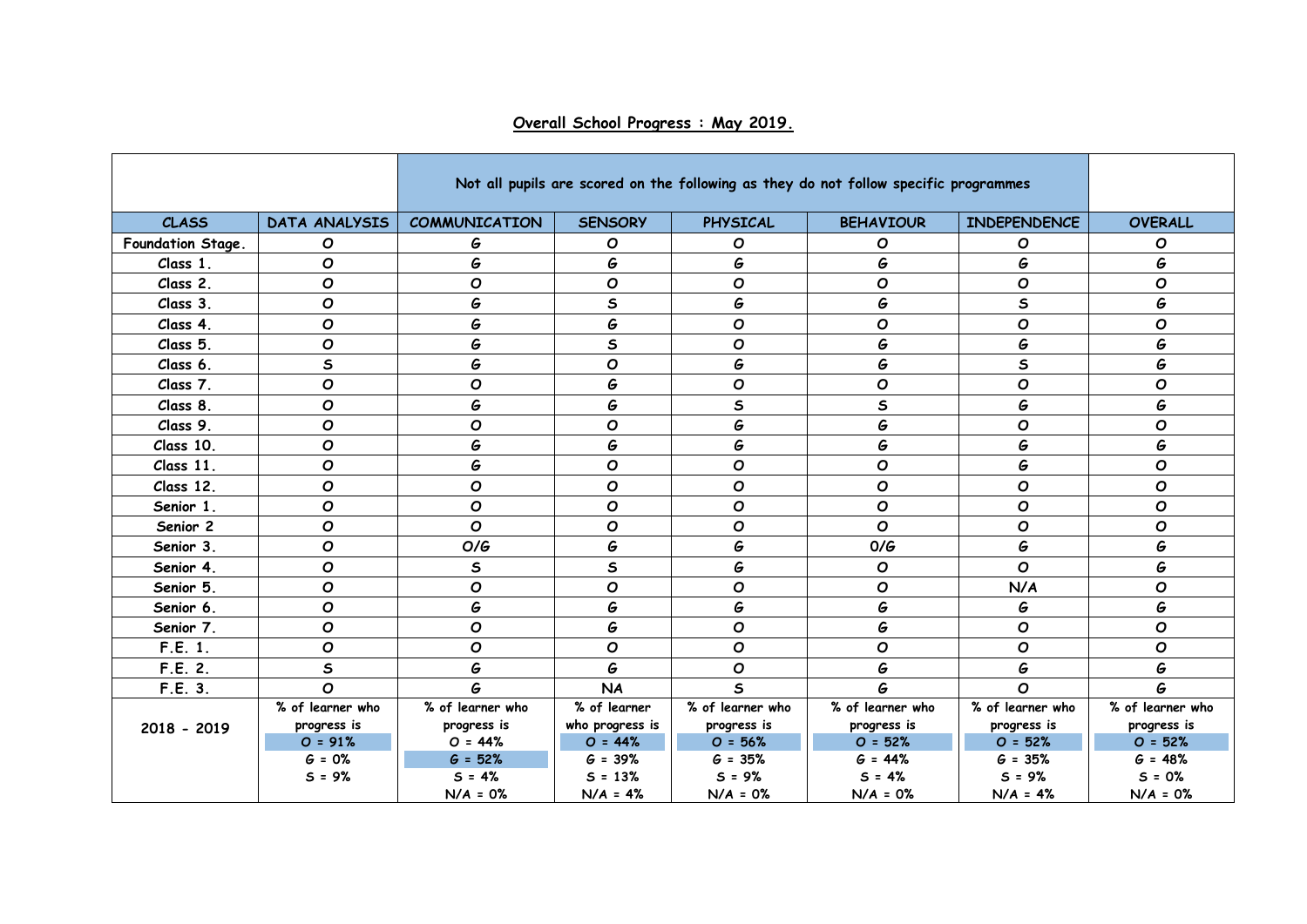## Overall School Progress : May 2019.

| | | Not all pupils are scored on the following as they do not follow specific programmes | | | | | |
|---|---|---|---|---|---|---|---|
| **CLASS** | **DATA ANALYSIS** | **COMMUNICATION** | **SENSORY** | **PHYSICAL** | **BEHAVIOUR** | **INDEPENDENCE** | **OVERALL** |
| **Foundation Stage.** | O | G | O | O | O | O | O |
| **Class 1.** | O | G | G | G | G | G | G |
| **Class 2.** | O | O | O | O | O | O | O |
| **Class 3.** | O | G | S | G | G | S | G |
| **Class 4.** | O | G | G | O | O | O | O |
| **Class 5.** | O | G | S | O | G | G | G |
| **Class 6.** | S | G | O | G | G | S | G |
| **Class 7.** | O | O | G | O | O | O | O |
| **Class 8.** | O | G | G | S | S | G | G |
| **Class 9.** | O | O | O | G | G | O | O |
| **Class 10.** | O | G | G | G | G | G | G |
| **Class 11.** | O | G | O | O | O | G | O |
| **Class 12.** | O | O | O | O | O | O | O |
| **Senior 1.** | O | O | O | O | O | O | O |
| **Senior 2** | O | O | O | O | O | O | O |
| **Senior 3.** | O | O/G | G | G | O/G | G | G |
| **Senior 4.** | O | S | S | G | O | O | G |
| **Senior 5.** | O | O | O | O | O | N/A | O |
| **Senior 6.** | O | G | G | G | G | G | G |
| **Senior 7.** | O | O | G | O | G | O | O |
| **F.E. 1.** | O | O | O | O | O | O | O |
| **F.E. 2.** | S | G | G | O | G | G | G |
| **F.E. 3.** | O | G | NA | S | G | O | G |
| **2018 - 2019** | % of learner who progress is O = 91% G = 0% S = 9% | % of learner who progress is O = 44% G = 52% S = 4% N/A = 0% | % of learner who progress is O = 44% G = 39% S = 13% N/A = 4% | % of learner who progress is O = 56% G = 35% S = 9% N/A = 0% | % of learner who progress is O = 52% G = 44% S = 4% N/A = 0% | % of learner who progress is O = 52% G = 35% S = 9% N/A = 4% | % of learner who progress is O = 52% G = 48% S = 0% N/A = 0% |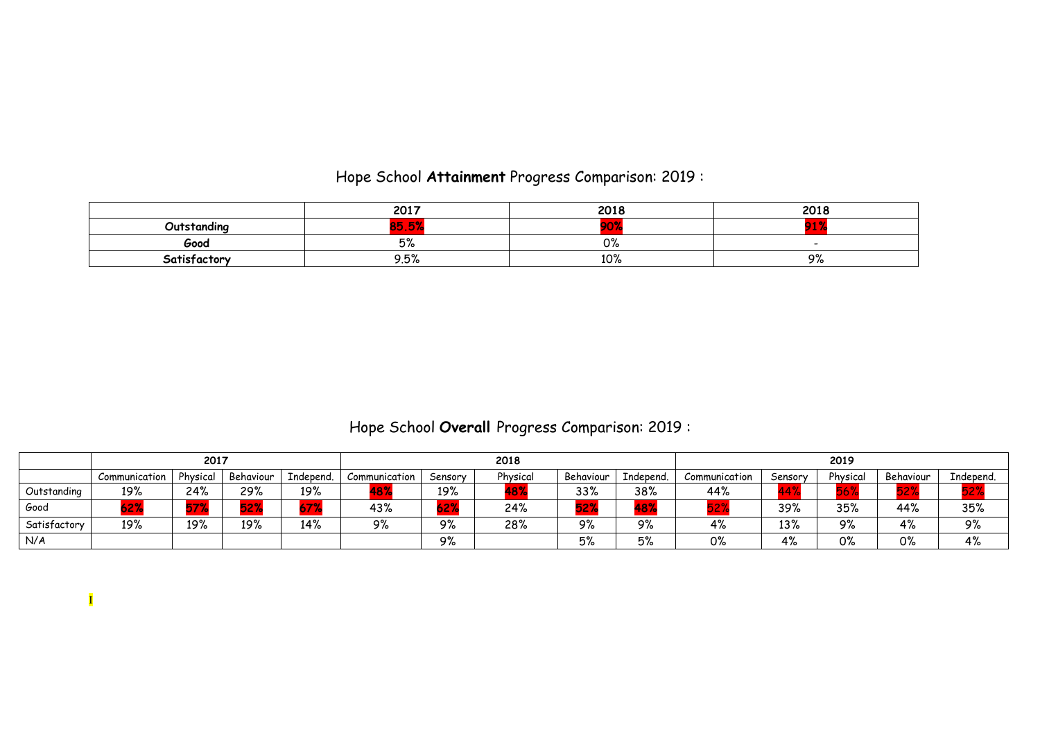## Hope School **Attainment** Progress Comparison: 2019 :

| | 2017 | 2018 | 2018 |
|---|---|---|---|
| **Outstanding** | 85.5% | 90% | 91% |
| **Good** | 5% | 0% | - |
| **Satisfactory** | 9.5% | 10% | 9% |

## Hope School **Overall** Progress Comparison: 2019 :

| | 2017 | | | | 2018 | | | | | 2019 | | | | |
|---|---|---|---|---|---|---|---|---|---|---|---|---|---|---|
| | Communication | Physical | Behaviour | Independ. | Communication | Sensory | Physical | Behaviour | Independ. | Communication | Sensory | Physical | Behaviour | Independ. |
| Outstanding | 19% | 24% | 29% | 19% | 48% | 19% | 48% | 33% | 38% | 44% | 44% | 56% | 52% | 52% |
| Good | 62% | 57% | 52% | 67% | 43% | 62% | 24% | 52% | 48% | 52% | 39% | 35% | 44% | 35% |
| Satisfactory | 19% | 19% | 19% | 14% | 9% | 9% | 28% | 9% | 9% | 4% | 13% | 9% | 4% | 9% |
| N/A | | | | | | 9% | | 5% | 5% | 0% | 4% | 0% | 0% | 4% |

I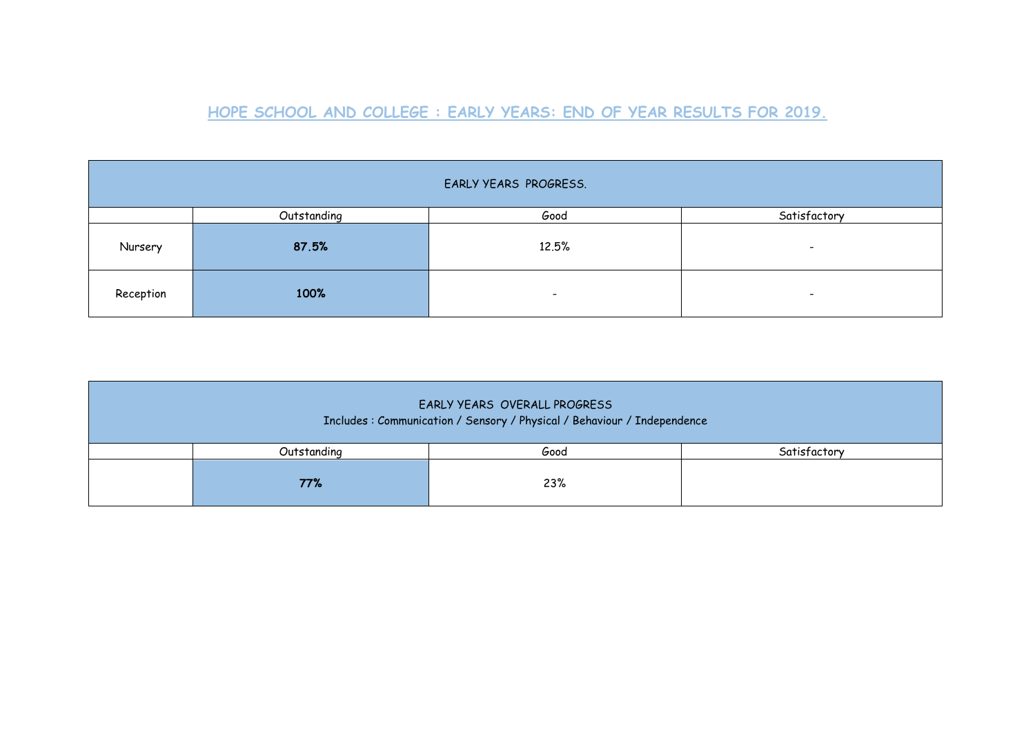# HOPE SCHOOL AND COLLEGE : EARLY YEARS: END OF YEAR RESULTS FOR 2019.

| EARLY YEARS PROGRESS. | | | |
|---|---|---|---|
| | Outstanding | Good | Satisfactory |
| Nursery | **87.5%** | 12.5% | - |
| Reception | **100%** | - | - |

| EARLY YEARS OVERALL PROGRESS<br>Includes : Communication / Sensory / Physical / Behaviour / Independence | | | |
|---|---|---|---|
| | Outstanding | Good | Satisfactory |
| | **77%** | 23% | |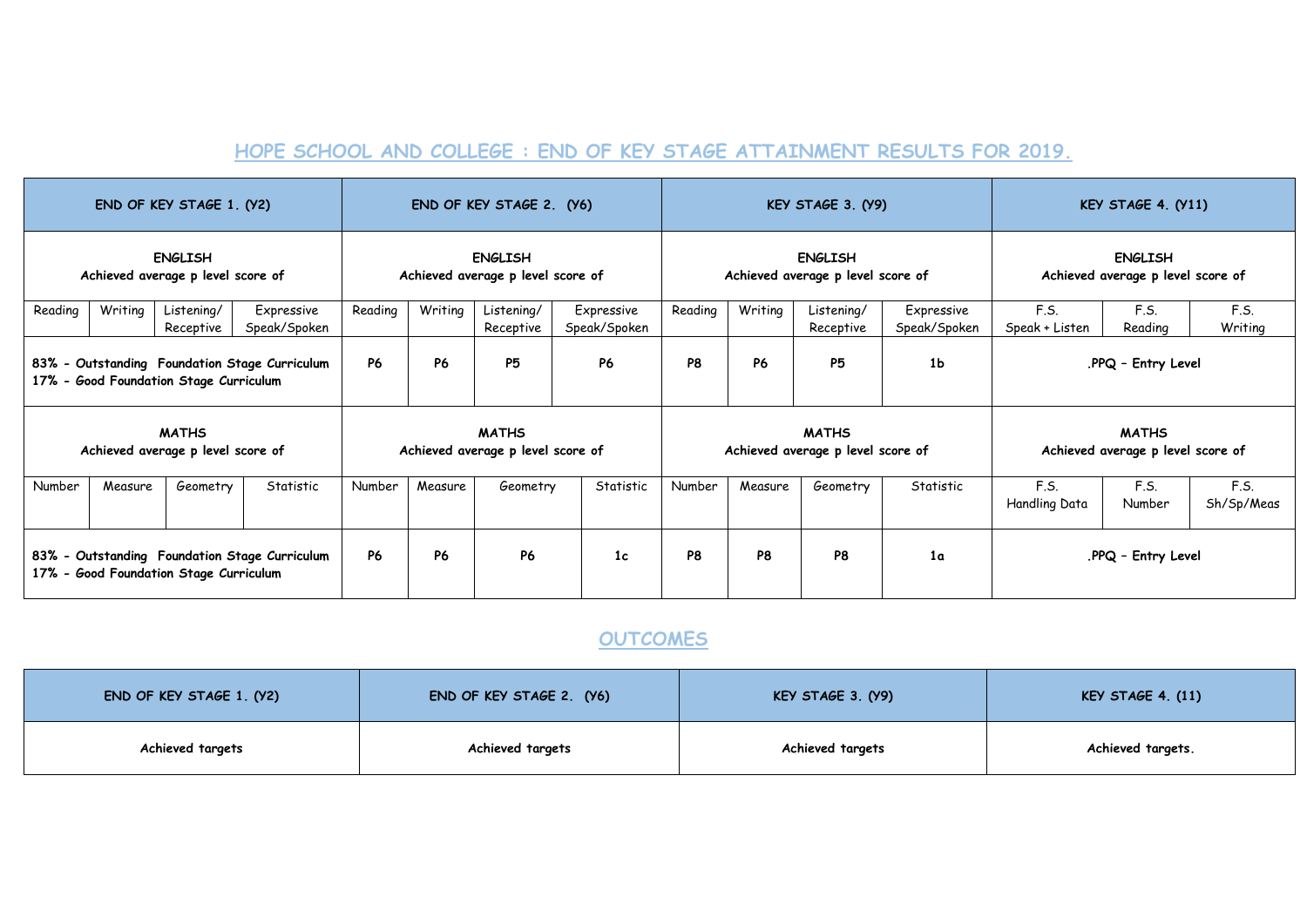## HOPE SCHOOL AND COLLEGE : END OF KEY STAGE ATTAINMENT RESULTS FOR 2019.

| END OF KEY STAGE 1. (Y2) | | | | END OF KEY STAGE 2. (Y6) | | | | KEY STAGE 3. (Y9) | | | | KEY STAGE 4. (Y11) | | |
|---|---|---|---|---|---|---|---|---|---|---|---|---|---|---|
| **ENGLISH** Achieved average p level score of | | | | **ENGLISH** Achieved average p level score of | | | | **ENGLISH** Achieved average p level score of | | | | **ENGLISH** Achieved average p level score of | | |
| Reading | Writing | Listening/ Receptive | Expressive Speak/Spoken | Reading | Writing | Listening/ Receptive | Expressive Speak/Spoken | Reading | Writing | Listening/ Receptive | Expressive Speak/Spoken | F.S. Speak + Listen | F.S. Reading | F.S. Writing |
| **83% - Outstanding Foundation Stage Curriculum 17% - Good Foundation Stage Curriculum** | | | | **P6** | **P6** | **P5** | **P6** | **P8** | **P6** | **P5** | **1b** | **.PPQ – Entry Level** | | |
| **MATHS** Achieved average p level score of | | | | **MATHS** Achieved average p level score of | | | | **MATHS** Achieved average p level score of | | | | **MATHS** Achieved average p level score of | | |
| Number | Measure | Geometry | Statistic | Number | Measure | Geometry | Statistic | Number | Measure | Geometry | Statistic | F.S. Handling Data | F.S. Number | F.S. Sh/Sp/Meas |
| **83% - Outstanding Foundation Stage Curriculum 17% - Good Foundation Stage Curriculum** | | | | **P6** | **P6** | **P6** | **1c** | **P8** | **P8** | **P8** | **1a** | **.PPQ – Entry Level** | | |

## OUTCOMES

| END OF KEY STAGE 1. (Y2) | END OF KEY STAGE 2. (Y6) | KEY STAGE 3. (Y9) | KEY STAGE 4. (11) |
|---|---|---|---|
| **Achieved targets** | **Achieved targets** | **Achieved targets** | **Achieved targets.** |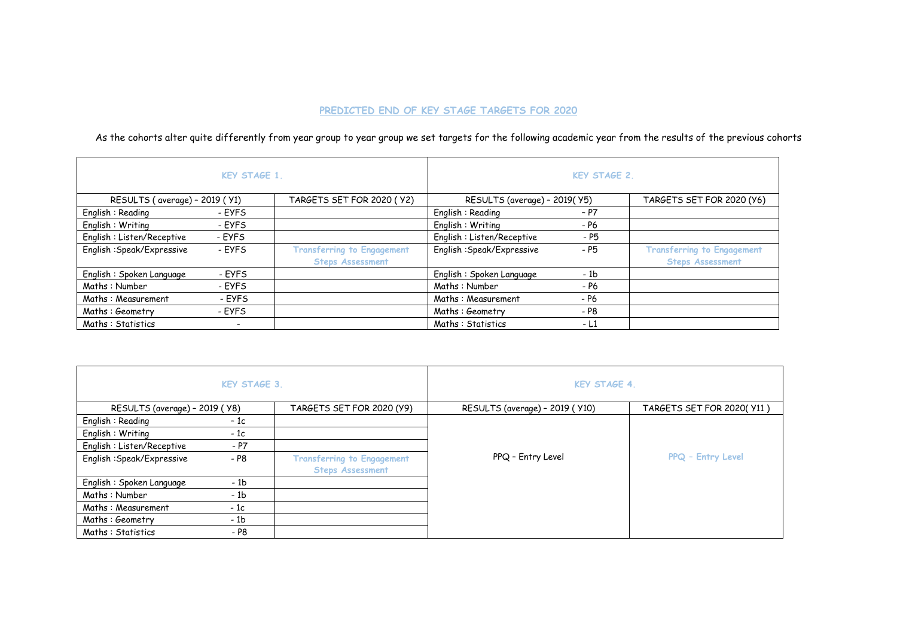## PREDICTED END OF KEY STAGE TARGETS FOR 2020

As the cohorts alter quite differently from year group to year group we set targets for the following academic year from the results of the previous cohorts

| KEY STAGE 1. | | | KEY STAGE 2. | | |
|---|---|---|---|---|---|
| RESULTS ( average) – 2019 ( Y1) | | TARGETS SET FOR 2020 ( Y2) | RESULTS (average) – 2019( Y5) | | TARGETS SET FOR 2020 (Y6) |
| English : Reading | - EYFS | | English : Reading | – P7 | |
| English : Writing | - EYFS | | English : Writing | - P6 | |
| English : Listen/Receptive | - EYFS | | English : Listen/Receptive | - P5 | |
| English :Speak/Expressive | - EYFS | Transferring to Engagement Steps Assessment | English :Speak/Expressive | - P5 | Transferring to Engagement Steps Assessment |
| English : Spoken Language | - EYFS | | English : Spoken Language | - 1b | |
| Maths : Number | - EYFS | | Maths : Number | - P6 | |
| Maths : Measurement | - EYFS | | Maths : Measurement | - P6 | |
| Maths : Geometry | - EYFS | | Maths : Geometry | - P8 | |
| Maths : Statistics | - | | Maths : Statistics | - L1 | |

| KEY STAGE 3. | | | KEY STAGE 4. | |
|---|---|---|---|---|
| RESULTS (average) – 2019 ( Y8) | | TARGETS SET FOR 2020 (Y9) | RESULTS (average) – 2019 ( Y10) | TARGETS SET FOR 2020( Y11 ) |
| English : Reading | – 1c | | PPQ – Entry Level | PPQ – Entry Level |
| English : Writing | - 1c | | | |
| English : Listen/Receptive | - P7 | | | |
| English :Speak/Expressive | - P8 | Transferring to Engagement Steps Assessment | | |
| English : Spoken Language | - 1b | | | |
| Maths : Number | - 1b | | | |
| Maths : Measurement | - 1c | | | |
| Maths : Geometry | - 1b | | | |
| Maths : Statistics | - P8 | | | |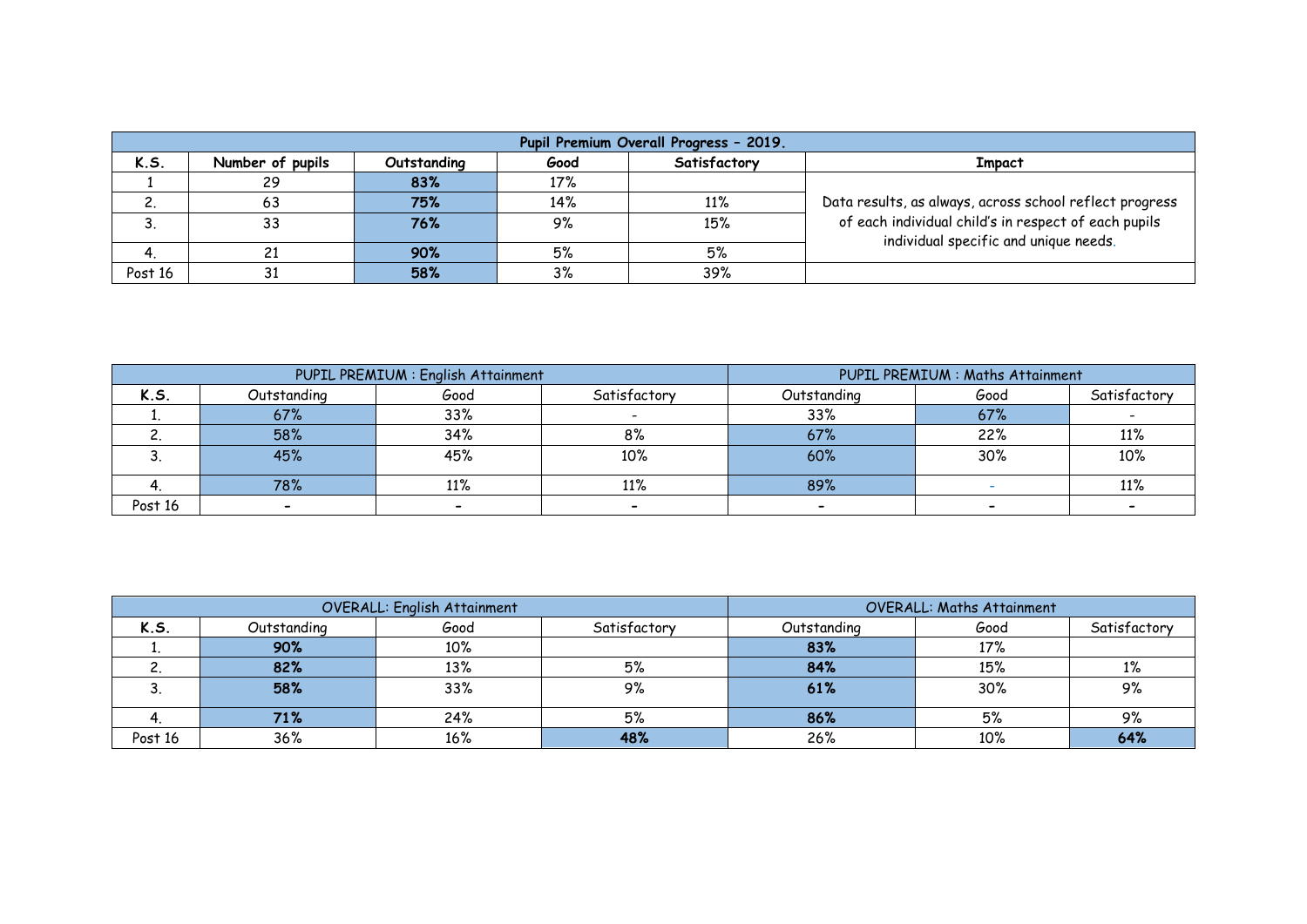| Pupil Premium Overall Progress – 2019. | | | | | |
|---|---|---|---|---|---|
| **K.S.** | **Number of pupils** | **Outstanding** | **Good** | **Satisfactory** | **Impact** |
| 1 | 29 | **83%** | 17% | | Data results, as always, across school reflect progress of each individual child's in respect of each pupils individual specific and unique needs. |
| 2. | 63 | **75%** | 14% | 11% | |
| 3. | 33 | **76%** | 9% | 15% | |
| 4. | 21 | **90%** | 5% | 5% | |
| Post 16 | 31 | **58%** | 3% | 39% | |

| | PUPIL PREMIUM : English Attainment | | | PUPIL PREMIUM : Maths Attainment | | |
|---|---|---|---|---|---|---|
| **K.S.** | Outstanding | Good | Satisfactory | Outstanding | Good | Satisfactory |
| 1. | 67% | 33% | - | 33% | 67% | - |
| 2. | 58% | 34% | 8% | 67% | 22% | 11% |
| 3. | 45% | 45% | 10% | 60% | 30% | 10% |
| 4. | 78% | 11% | 11% | 89% | - | 11% |
| Post 16 | - | - | - | - | - | - |

| | OVERALL: English Attainment | | | OVERALL: Maths Attainment | | |
|---|---|---|---|---|---|---|
| **K.S.** | Outstanding | Good | Satisfactory | Outstanding | Good | Satisfactory |
| 1. | **90%** | 10% | | **83%** | 17% | |
| 2. | **82%** | 13% | 5% | **84%** | 15% | 1% |
| 3. | **58%** | 33% | 9% | **61%** | 30% | 9% |
| 4. | **71%** | 24% | 5% | **86%** | 5% | 9% |
| Post 16 | 36% | 16% | **48%** | 26% | 10% | **64%** |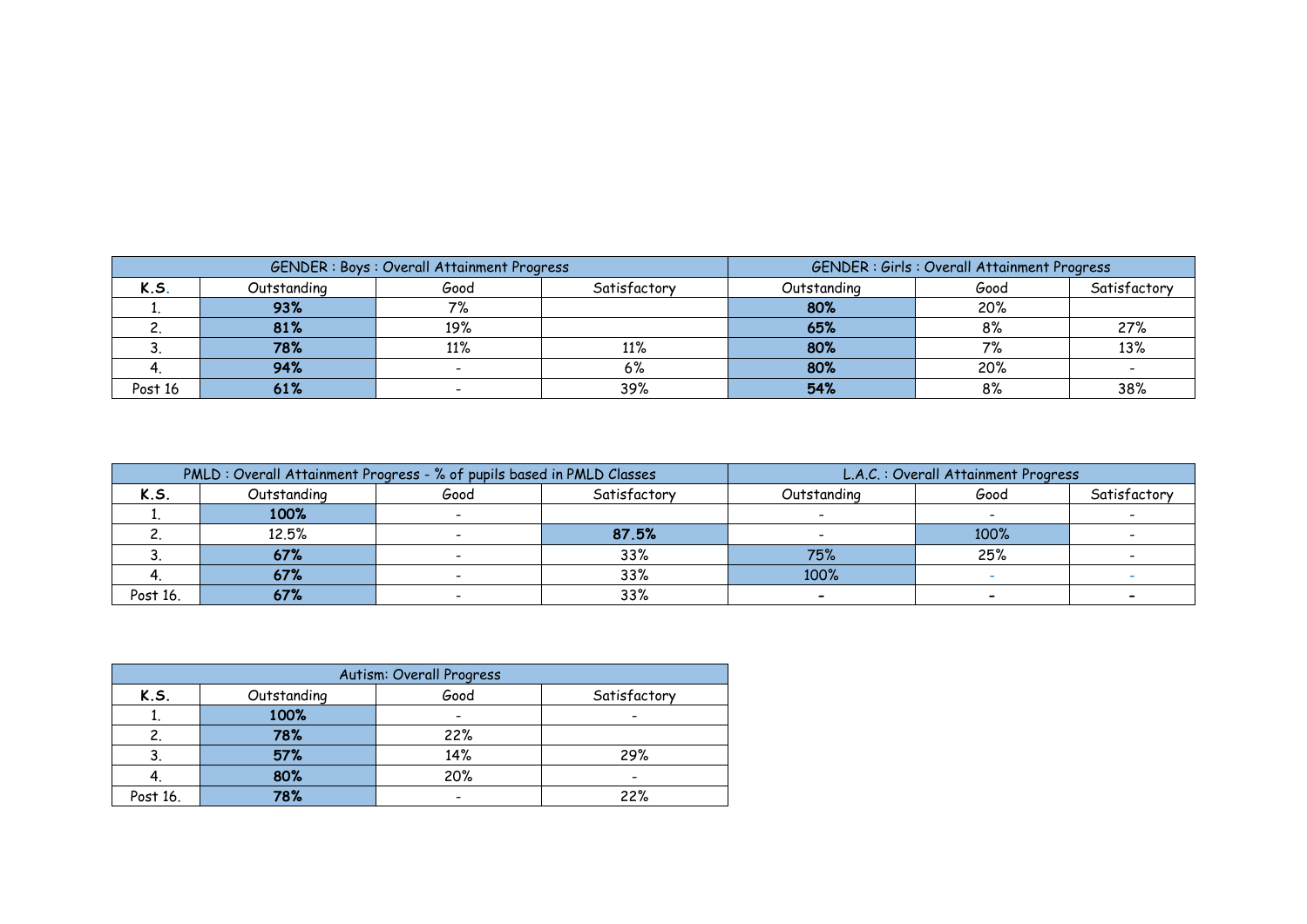| GENDER : Boys : Overall Attainment Progress | | | | GENDER : Girls : Overall Attainment Progress | | |
|---|---|---|---|---|---|---|
| **K.S.** | Outstanding | Good | Satisfactory | Outstanding | Good | Satisfactory |
| 1. | **93%** | 7% | | **80%** | 20% | |
| 2. | **81%** | 19% | | **65%** | 8% | 27% |
| 3. | **78%** | 11% | 11% | **80%** | 7% | 13% |
| 4. | **94%** | - | 6% | **80%** | 20% | - |
| Post 16 | **61%** | - | 39% | **54%** | 8% | 38% |

| PMLD : Overall Attainment Progress - % of pupils based in PMLD Classes | | | | L.A.C. : Overall Attainment Progress | | |
|---|---|---|---|---|---|---|
| **K.S.** | Outstanding | Good | Satisfactory | Outstanding | Good | Satisfactory |
| 1. | **100%** | - | | - | - | - |
| 2. | 12.5% | - | **87.5%** | - | 100% | - |
| 3. | **67%** | - | 33% | 75% | 25% | - |
| 4. | **67%** | - | 33% | 100% | - | - |
| Post 16. | **67%** | - | 33% | - | - | - |

| Autism: Overall Progress | | | |
|---|---|---|---|
| **K.S.** | Outstanding | Good | Satisfactory |
| 1. | **100%** | - | - |
| 2. | **78%** | 22% | |
| 3. | **57%** | 14% | 29% |
| 4. | **80%** | 20% | - |
| Post 16. | **78%** | - | 22% |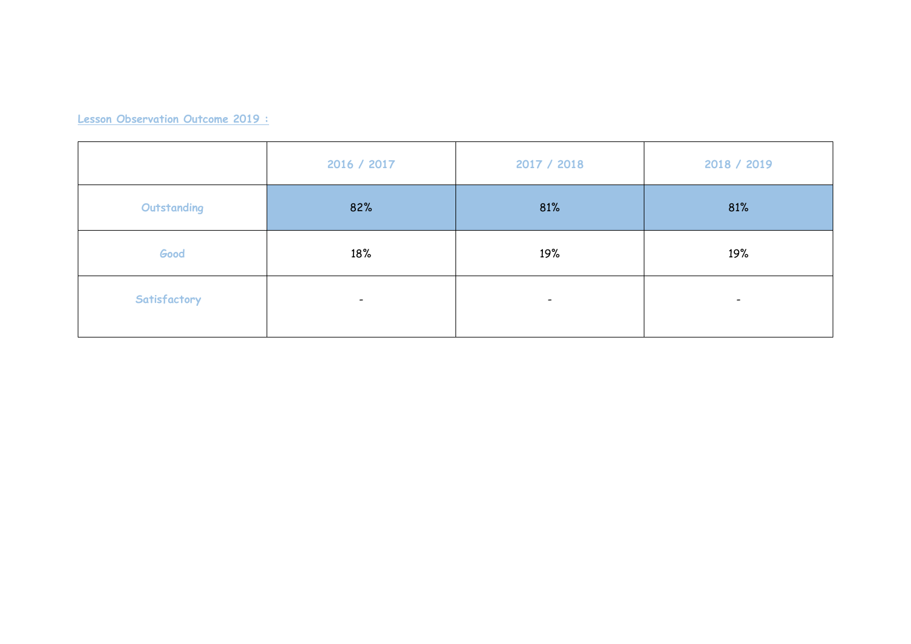**Lesson Observation Outcome 2019 :**

| | 2016 / 2017 | 2017 / 2018 | 2018 / 2019 |
|---|---|---|---|
| Outstanding | 82% | 81% | 81% |
| Good | 18% | 19% | 19% |
| Satisfactory | - | - | - |